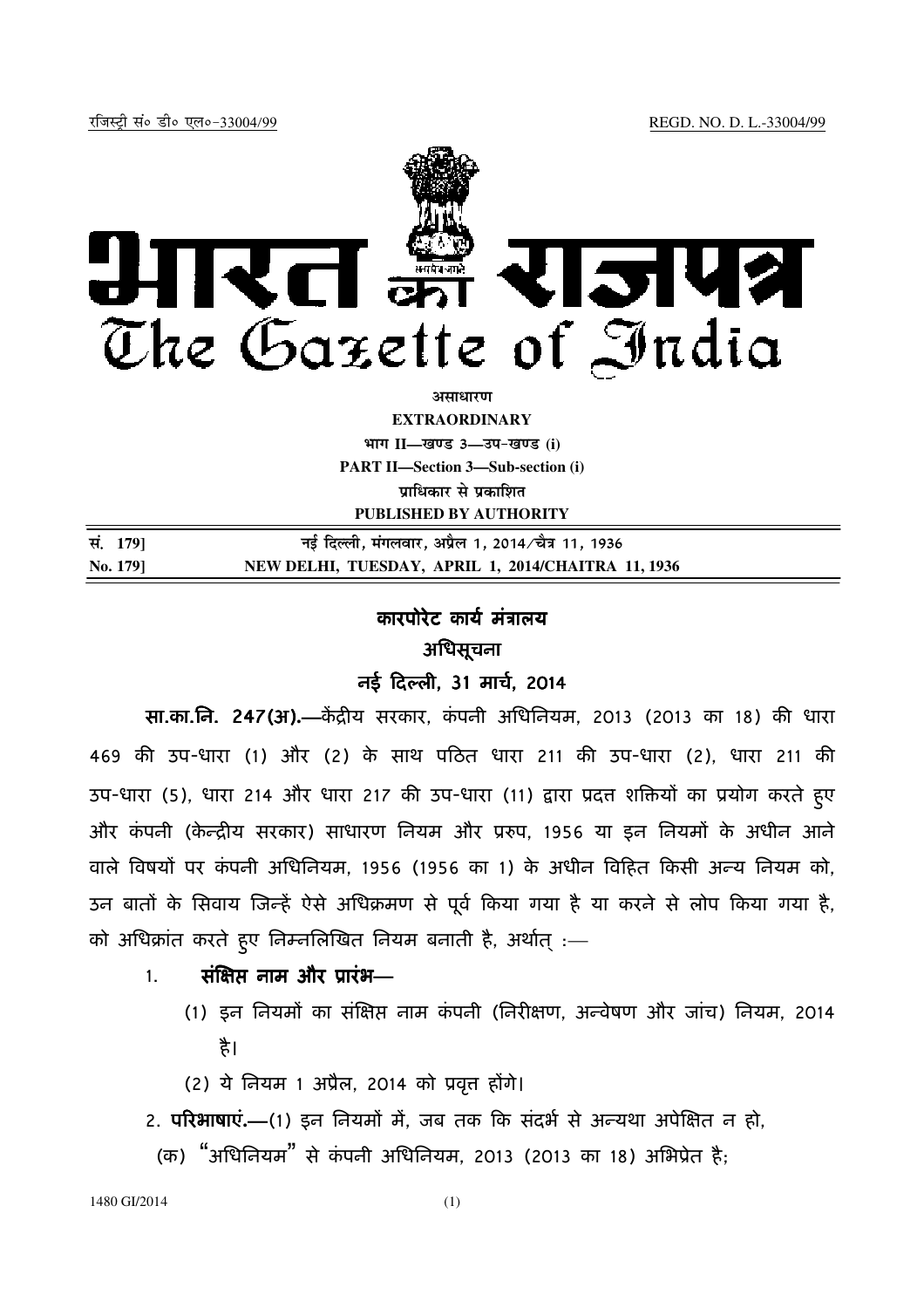रजिस्ट्री सं० डी० एल०-33004/99 REGD. NO. D. L.-33004/99

# भारत का राजपत्र
# The Gazette of India

**असाधारण**
**EXTRAORDINARY**
**भाग II—खण्ड 3—उप-खण्ड (i)**
**PART II—Section 3—Sub-section (i)**
**प्राधिकार से प्रकाशित**
**PUBLISHED BY AUTHORITY**

| | |
|---|---|
| सं. 179] | नई दिल्ली, मंगलवार, अप्रैल 1, 2014/चैत्र 11, 1936 |
| No. 179] | NEW DELHI, TUESDAY, APRIL 1, 2014/CHAITRA 11, 1936 |

## कारपोरेट कार्य मंत्रालय

### अधिसूचना

### नई दिल्ली, 31 मार्च, 2014

**सा.का.नि. 247(अ).—**कैंद्रीय सरकार, कंपनी अधिनियम, 2013 (2013 का 18) की धारा 469 की उप-धारा (1) और (2) के साथ पठित धारा 211 की उप-धारा (2), धारा 211 की उप-धारा (5), धारा 214 और धारा 217 की उप-धारा (11) द्वारा प्रदत्त शक्तियों का प्रयोग करते हुए और कंपनी (केन्द्रीय सरकार) साधारण नियम और प्ररुप, 1956 या इन नियमों के अधीन आने वाले विषयों पर कंपनी अधिनियम, 1956 (1956 का 1) के अधीन विहित किसी अन्य नियम को, उन बातों के सिवाय जिन्हें ऐसे अधिक्रमण से पूर्व किया गया है या करने से लोप किया गया है, को अधिक्रांत करते हुए निम्नलिखित नियम बनाती है, अर्थात् :—

1. **संक्षिप्त नाम और प्रारंभ—**
   (1) इन नियमों का संक्षिप्त नाम कंपनी (निरीक्षण, अन्वेषण और जांच) नियम, 2014 है।
   (2) ये नियम 1 अप्रैल, 2014 को प्रवृत्त होंगे।

2. **परिभाषाएं.—**(1) इन नियमों में, जब तक कि संदर्भ से अन्यथा अपेक्षित न हो,
   (क) "अधिनियम" से कंपनी अधिनियम, 2013 (2013 का 18) अभिप्रेत है;

1480 GI/2014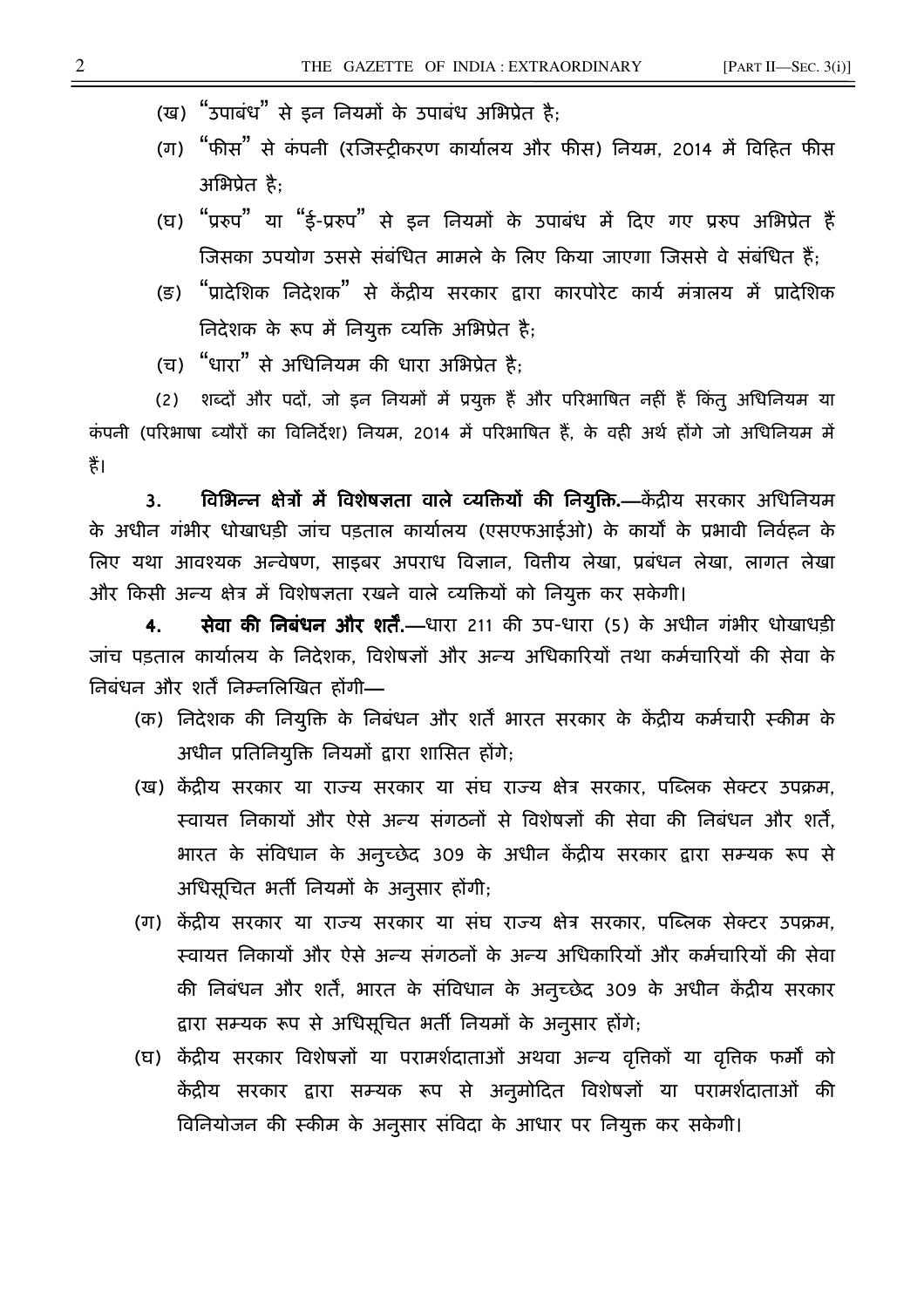(ख) "उपाबंध" से इन नियमों के उपाबंध अभिप्रेत है;

(ग) "फीस" से कंपनी (रजिस्ट्रीकरण कार्यालय और फीस) नियम, 2014 में विहित फीस अभिप्रेत है;

(घ) "प्ररुप" या "ई-प्ररुप" से इन नियमों के उपाबंध में दिए गए प्ररुप अभिप्रेत हैं जिसका उपयोग उससे संबंधित मामले के लिए किया जाएगा जिससे वे संबंधित हैं;

(ङ) "प्रादेशिक निदेशक" से केंद्रीय सरकार द्वारा कारपोरेट कार्य मंत्रालय में प्रादेशिक निदेशक के रूप में नियुक्त व्यक्ति अभिप्रेत है;

(च) "धारा" से अधिनियम की धारा अभिप्रेत है;

(2) शब्दों और पदों, जो इन नियमों में प्रयुक्त हैं और परिभाषित नहीं हैं किंतु अधिनियम या कंपनी (परिभाषा ब्यौरों का विनिर्देश) नियम, 2014 में परिभाषित हैं, के वही अर्थ होंगे जो अधिनियम में हैं।

3. **विभिन्न क्षेत्रों में विशेषज्ञता वाले व्यक्तियों की नियुक्ति.**—केंद्रीय सरकार अधिनियम के अधीन गंभीर धोखाधड़ी जांच पड़ताल कार्यालय (एसएफआईओ) के कार्यों के प्रभावी निर्वहन के लिए यथा आवश्यक अन्वेषण, साइबर अपराध विज्ञान, वित्तीय लेखा, प्रबंधन लेखा, लागत लेखा और किसी अन्य क्षेत्र में विशेषज्ञता रखने वाले व्यक्तियों को नियुक्त कर सकेगी।

4. **सेवा की निबंधन और शर्तें.**—धारा 211 की उप-धारा (5) के अधीन गंभीर धोखाधड़ी जांच पड़ताल कार्यालय के निदेशक, विशेषज्ञों और अन्य अधिकारियों तथा कर्मचारियों की सेवा के निबंधन और शर्तें निम्नलिखित होंगी—

(क) निदेशक की नियुक्ति के निबंधन और शर्तें भारत सरकार के केंद्रीय कर्मचारी स्कीम के अधीन प्रतिनियुक्ति नियमों द्वारा शासित होंगे;

(ख) केंद्रीय सरकार या राज्य सरकार या संघ राज्य क्षेत्र सरकार, पब्लिक सेक्टर उपक्रम, स्वायत्त निकायों और ऐसे अन्य संगठनों से विशेषज्ञों की सेवा की निबंधन और शर्तें, भारत के संविधान के अनुच्छेद 309 के अधीन केंद्रीय सरकार द्वारा सम्यक रूप से अधिसूचित भर्ती नियमों के अनुसार होंगी;

(ग) केंद्रीय सरकार या राज्य सरकार या संघ राज्य क्षेत्र सरकार, पब्लिक सेक्टर उपक्रम, स्वायत्त निकायों और ऐसे अन्य संगठनों के अन्य अधिकारियों और कर्मचारियों की सेवा की निबंधन और शर्तें, भारत के संविधान के अनुच्छेद 309 के अधीन केंद्रीय सरकार द्वारा सम्यक रूप से अधिसूचित भर्ती नियमों के अनुसार होंगे;

(घ) केंद्रीय सरकार विशेषज्ञों या परामर्शदाताओं अथवा अन्य वृत्तिकों या वृत्तिक फर्मों को केंद्रीय सरकार द्वारा सम्यक रूप से अनुमोदित विशेषज्ञों या परामर्शदाताओं की विनियोजन की स्कीम के अनुसार संविदा के आधार पर नियुक्त कर सकेगी।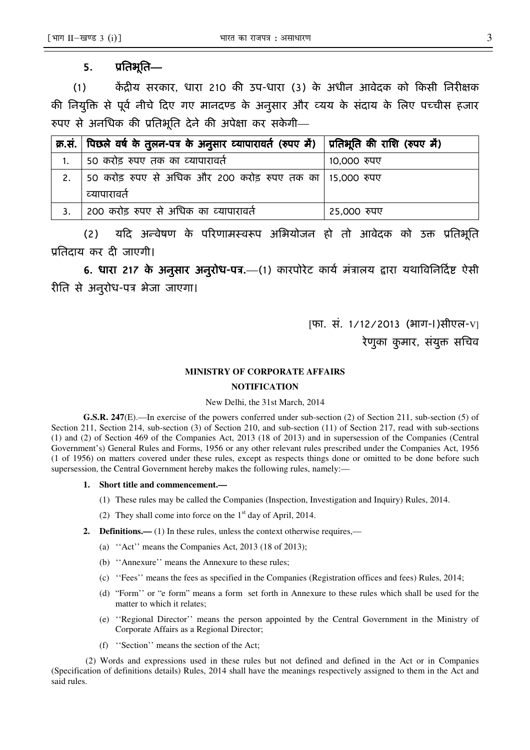**5. प्रतिभूति—**

(1) केंद्रीय सरकार, धारा 210 की उप-धारा (3) के अधीन आवेदक को किसी निरीक्षक की नियुक्ति से पूर्व नीचे दिए गए मानदण्ड के अनुसार और व्यय के संदाय के लिए पच्चीस हजार रुपए से अनधिक की प्रतिभूति देने की अपेक्षा कर सकेगी—

| क्र.सं. | पिछले वर्ष के तुलन-पत्र के अनुसार व्यापारावर्त (रुपए में) | प्रतिभूति की राशि (रुपए में) |
|---|---|---|
| 1. | 50 करोड़ रुपए तक का व्यापारावर्त | 10,000 रुपए |
| 2. | 50 करोड़ रुपए से अधिक और 200 करोड़ रुपए तक का व्यापारावर्त | 15,000 रुपए |
| 3. | 200 करोड़ रुपए से अधिक का व्यापारावर्त | 25,000 रुपए |

(2) यदि अन्वेषण के परिणामस्वरूप अभियोजन हो तो आवेदक को उक्त प्रतिभूति प्रतिदाय कर दी जाएगी।

**6. धारा 217 के अनुसार अनुरोध-पत्र.**—(1) कारपोरेट कार्य मंत्रालय द्वारा यथाविनिर्दिष्ट ऐसी रीति से अनुरोध-पत्र भेजा जाएगा।

[फा. सं. 1/12/2013 (भाग-I)सीएल-V]

रेणुका कुमार, संयुक्त सचिव

**MINISTRY OF CORPORATE AFFAIRS**

**NOTIFICATION**

New Delhi, the 31st March, 2014

**G.S.R. 247**(E).—In exercise of the powers conferred under sub-section (2) of Section 211, sub-section (5) of Section 211, Section 214, sub-section (3) of Section 210, and sub-section (11) of Section 217, read with sub-sections (1) and (2) of Section 469 of the Companies Act, 2013 (18 of 2013) and in supersession of the Companies (Central Government's) General Rules and Forms, 1956 or any other relevant rules prescribed under the Companies Act, 1956 (1 of 1956) on matters covered under these rules, except as respects things done or omitted to be done before such supersession, the Central Government hereby makes the following rules, namely:—

**1. Short title and commencement.—**

(1) These rules may be called the Companies (Inspection, Investigation and Inquiry) Rules, 2014.

(2) They shall come into force on the 1st day of April, 2014.

**2. Definitions.—** (1) In these rules, unless the context otherwise requires,—

(a) ''Act'' means the Companies Act, 2013 (18 of 2013);

(b) ''Annexure'' means the Annexure to these rules;

(c) ''Fees'' means the fees as specified in the Companies (Registration offices and fees) Rules, 2014;

(d) "Form'' or "e form" means a form set forth in Annexure to these rules which shall be used for the matter to which it relates;

(e) ''Regional Director'' means the person appointed by the Central Government in the Ministry of Corporate Affairs as a Regional Director;

(f) ''Section'' means the section of the Act;

(2) Words and expressions used in these rules but not defined and defined in the Act or in Companies (Specification of definitions details) Rules, 2014 shall have the meanings respectively assigned to them in the Act and said rules.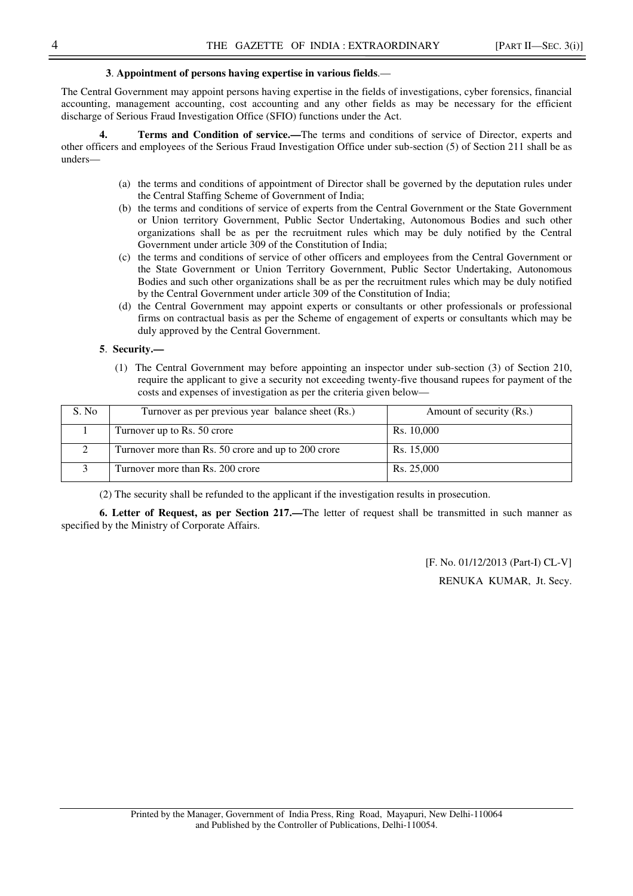**3**. **Appointment of persons having expertise in various fields**.—

The Central Government may appoint persons having expertise in the fields of investigations, cyber forensics, financial accounting, management accounting, cost accounting and any other fields as may be necessary for the efficient discharge of Serious Fraud Investigation Office (SFIO) functions under the Act.

**4. Terms and Condition of service.—**The terms and conditions of service of Director, experts and other officers and employees of the Serious Fraud Investigation Office under sub-section (5) of Section 211 shall be as unders—

(a) the terms and conditions of appointment of Director shall be governed by the deputation rules under the Central Staffing Scheme of Government of India;

(b) the terms and conditions of service of experts from the Central Government or the State Government or Union territory Government, Public Sector Undertaking, Autonomous Bodies and such other organizations shall be as per the recruitment rules which may be duly notified by the Central Government under article 309 of the Constitution of India;

(c) the terms and conditions of service of other officers and employees from the Central Government or the State Government or Union Territory Government, Public Sector Undertaking, Autonomous Bodies and such other organizations shall be as per the recruitment rules which may be duly notified by the Central Government under article 309 of the Constitution of India;

(d) the Central Government may appoint experts or consultants or other professionals or professional firms on contractual basis as per the Scheme of engagement of experts or consultants which may be duly approved by the Central Government.

**5**. **Security.—**

(1) The Central Government may before appointing an inspector under sub-section (3) of Section 210, require the applicant to give a security not exceeding twenty-five thousand rupees for payment of the costs and expenses of investigation as per the criteria given below—

| S. No | Turnover as per previous year balance sheet (Rs.) | Amount of security (Rs.) |
|---|---|---|
| 1 | Turnover up to Rs. 50 crore | Rs. 10,000 |
| 2 | Turnover more than Rs. 50 crore and up to 200 crore | Rs. 15,000 |
| 3 | Turnover more than Rs. 200 crore | Rs. 25,000 |

(2) The security shall be refunded to the applicant if the investigation results in prosecution.

**6. Letter of Request, as per Section 217.—**The letter of request shall be transmitted in such manner as specified by the Ministry of Corporate Affairs.

[F. No. 01/12/2013 (Part-I) CL-V]

RENUKA KUMAR, Jt. Secy.

Printed by the Manager, Government of India Press, Ring Road, Mayapuri, New Delhi-110064
and Published by the Controller of Publications, Delhi-110054.